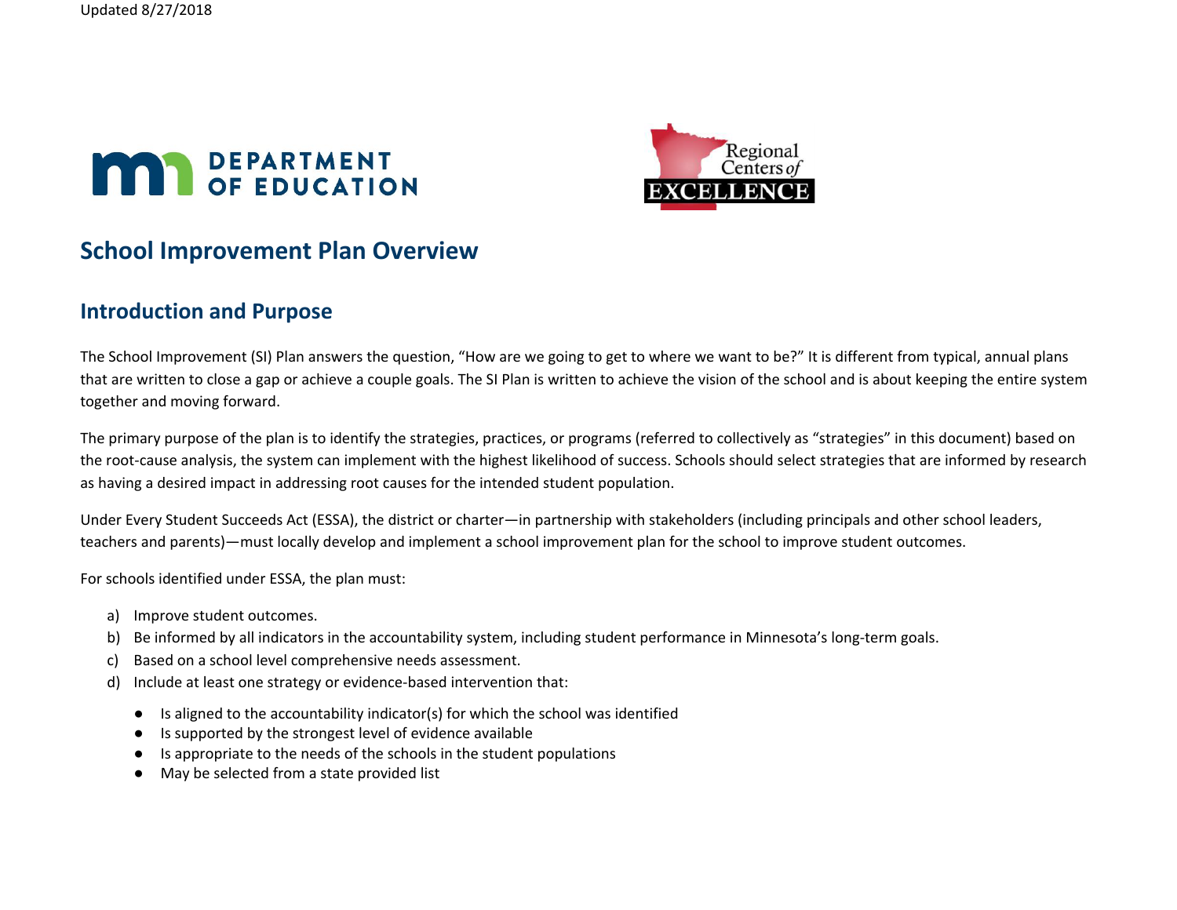Updated 8/27/2018

# School Improvement Plan Overview

## Introduction and Purpose

The School Improvement (SI) Plan answers the question, "How are we going to get to where we want to be?" It is different from typical, annual plans that are written to close a gap or achieve a couple goals. The SI Plan is written to achieve the vision of the school and is about keeping the entire system together and moving forward.

The primary purpose of the plan is to identify the strategies, practices, or programs (referred to collectively as "strategies" in this document) based on the root-cause analysis, the system can implement with the highest likelihood of success. Schools should select strategies that are informed by research as having a desired impact in addressing root causes for the intended student population.

Under Every Student Succeeds Act (ESSA), the district or charter—in partnership with stakeholders (including principals and other school leaders, teachers and parents)—must locally develop and implement a school improvement plan for the school to improve student outcomes.

For schools identified under ESSA, the plan must:

a) Improve student outcomes.
b) Be informed by all indicators in the accountability system, including student performance in Minnesota's long-term goals.
c) Based on a school level comprehensive needs assessment.
d) Include at least one strategy or evidence-based intervention that:
   - Is aligned to the accountability indicator(s) for which the school was identified
   - Is supported by the strongest level of evidence available
   - Is appropriate to the needs of the schools in the student populations
   - May be selected from a state provided list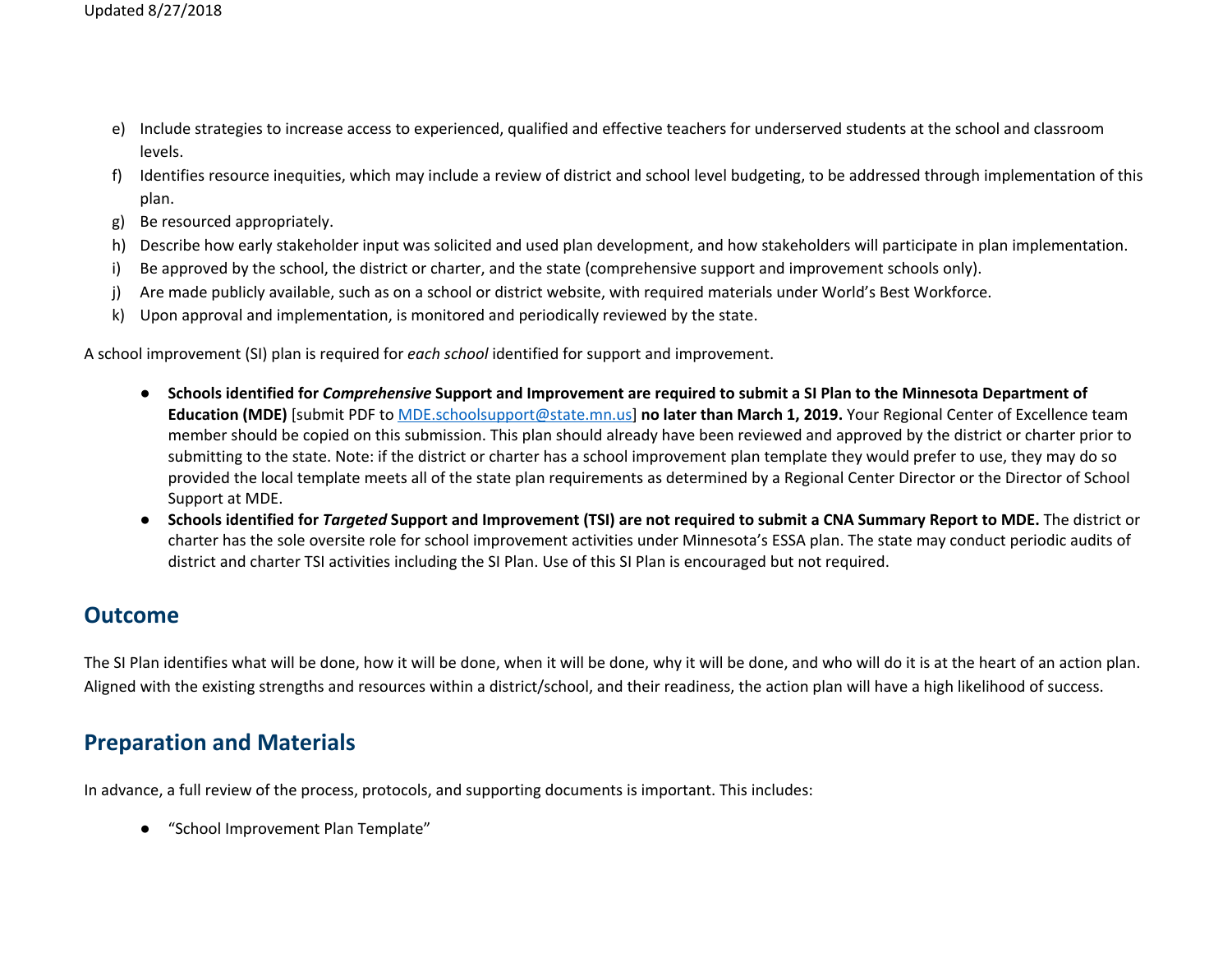e) Include strategies to increase access to experienced, qualified and effective teachers for underserved students at the school and classroom levels.
f) Identifies resource inequities, which may include a review of district and school level budgeting, to be addressed through implementation of this plan.
g) Be resourced appropriately.
h) Describe how early stakeholder input was solicited and used plan development, and how stakeholders will participate in plan implementation.
i) Be approved by the school, the district or charter, and the state (comprehensive support and improvement schools only).
j) Are made publicly available, such as on a school or district website, with required materials under World's Best Workforce.
k) Upon approval and implementation, is monitored and periodically reviewed by the state.

A school improvement (SI) plan is required for *each school* identified for support and improvement.

- **Schools identified for *Comprehensive* Support and Improvement are required to submit a SI Plan to the Minnesota Department of Education (MDE)** [submit PDF to MDE.schoolsupport@state.mn.us] **no later than March 1, 2019.** Your Regional Center of Excellence team member should be copied on this submission. This plan should already have been reviewed and approved by the district or charter prior to submitting to the state. Note: if the district or charter has a school improvement plan template they would prefer to use, they may do so provided the local template meets all of the state plan requirements as determined by a Regional Center Director or the Director of School Support at MDE.
- **Schools identified for *Targeted* Support and Improvement (TSI) are not required to submit a CNA Summary Report to MDE.** The district or charter has the sole oversite role for school improvement activities under Minnesota's ESSA plan. The state may conduct periodic audits of district and charter TSI activities including the SI Plan. Use of this SI Plan is encouraged but not required.

## Outcome

The SI Plan identifies what will be done, how it will be done, when it will be done, why it will be done, and who will do it is at the heart of an action plan. Aligned with the existing strengths and resources within a district/school, and their readiness, the action plan will have a high likelihood of success.

## Preparation and Materials

In advance, a full review of the process, protocols, and supporting documents is important. This includes:

- "School Improvement Plan Template"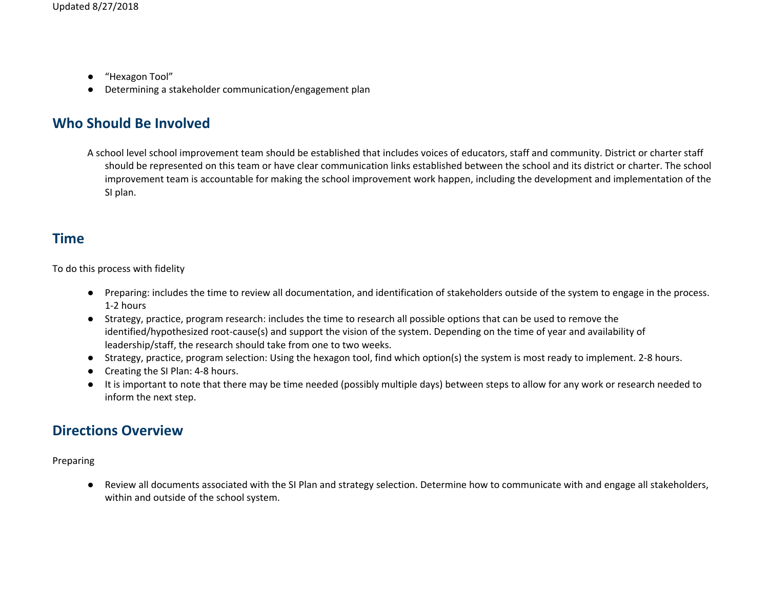- “Hexagon Tool”
- Determining a stakeholder communication/engagement plan

## Who Should Be Involved

A school level school improvement team should be established that includes voices of educators, staff and community. District or charter staff should be represented on this team or have clear communication links established between the school and its district or charter. The school improvement team is accountable for making the school improvement work happen, including the development and implementation of the SI plan.

## Time

To do this process with fidelity

- Preparing: includes the time to review all documentation, and identification of stakeholders outside of the system to engage in the process. 1-2 hours
- Strategy, practice, program research: includes the time to research all possible options that can be used to remove the identified/hypothesized root-cause(s) and support the vision of the system. Depending on the time of year and availability of leadership/staff, the research should take from one to two weeks.
- Strategy, practice, program selection: Using the hexagon tool, find which option(s) the system is most ready to implement. 2-8 hours.
- Creating the SI Plan: 4-8 hours.
- It is important to note that there may be time needed (possibly multiple days) between steps to allow for any work or research needed to inform the next step.

## Directions Overview

Preparing

- Review all documents associated with the SI Plan and strategy selection. Determine how to communicate with and engage all stakeholders, within and outside of the school system.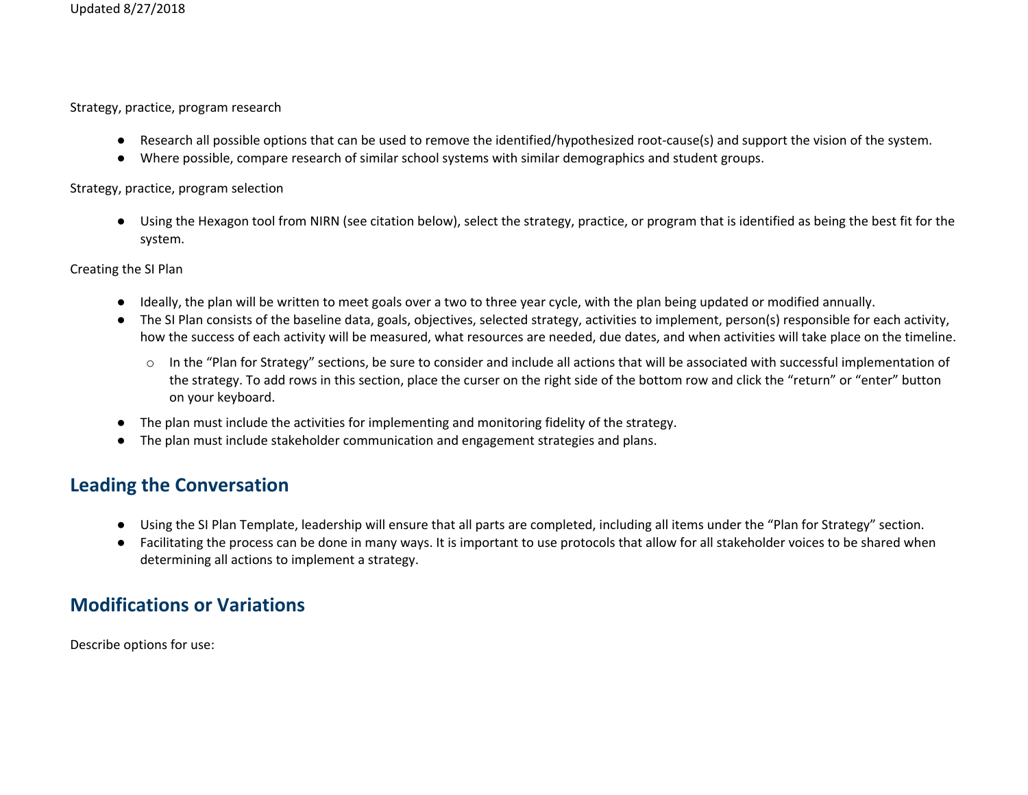Strategy, practice, program research

- Research all possible options that can be used to remove the identified/hypothesized root-cause(s) and support the vision of the system.
- Where possible, compare research of similar school systems with similar demographics and student groups.

Strategy, practice, program selection

- Using the Hexagon tool from NIRN (see citation below), select the strategy, practice, or program that is identified as being the best fit for the system.

Creating the SI Plan

- Ideally, the plan will be written to meet goals over a two to three year cycle, with the plan being updated or modified annually.
- The SI Plan consists of the baseline data, goals, objectives, selected strategy, activities to implement, person(s) responsible for each activity, how the success of each activity will be measured, what resources are needed, due dates, and when activities will take place on the timeline.
    - In the "Plan for Strategy" sections, be sure to consider and include all actions that will be associated with successful implementation of the strategy. To add rows in this section, place the curser on the right side of the bottom row and click the "return" or "enter" button on your keyboard.
- The plan must include the activities for implementing and monitoring fidelity of the strategy.
- The plan must include stakeholder communication and engagement strategies and plans.

## Leading the Conversation

- Using the SI Plan Template, leadership will ensure that all parts are completed, including all items under the "Plan for Strategy" section.
- Facilitating the process can be done in many ways. It is important to use protocols that allow for all stakeholder voices to be shared when determining all actions to implement a strategy.

## Modifications or Variations

Describe options for use: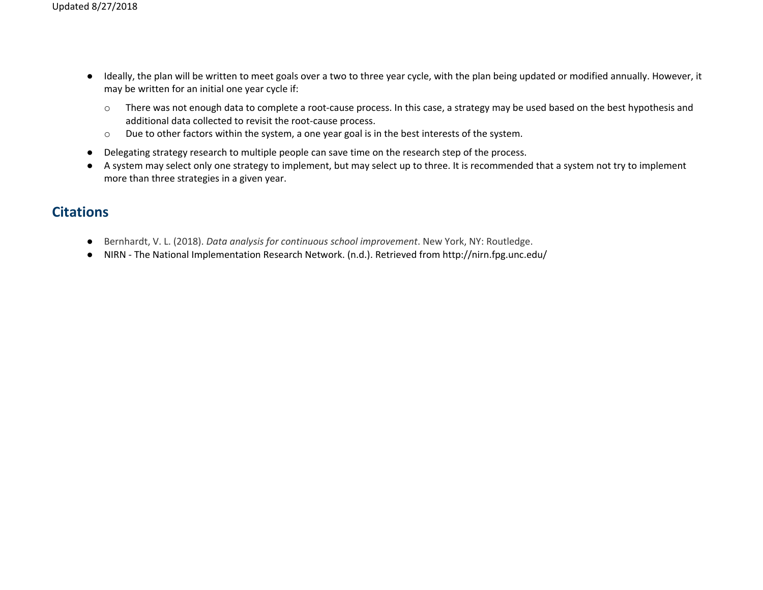- Ideally, the plan will be written to meet goals over a two to three year cycle, with the plan being updated or modified annually. However, it may be written for an initial one year cycle if:
  - There was not enough data to complete a root-cause process. In this case, a strategy may be used based on the best hypothesis and additional data collected to revisit the root-cause process.
  - Due to other factors within the system, a one year goal is in the best interests of the system.
- Delegating strategy research to multiple people can save time on the research step of the process.
- A system may select only one strategy to implement, but may select up to three. It is recommended that a system not try to implement more than three strategies in a given year.

## Citations

- Bernhardt, V. L. (2018). *Data analysis for continuous school improvement*. New York, NY: Routledge.
- NIRN - The National Implementation Research Network. (n.d.). Retrieved from http://nirn.fpg.unc.edu/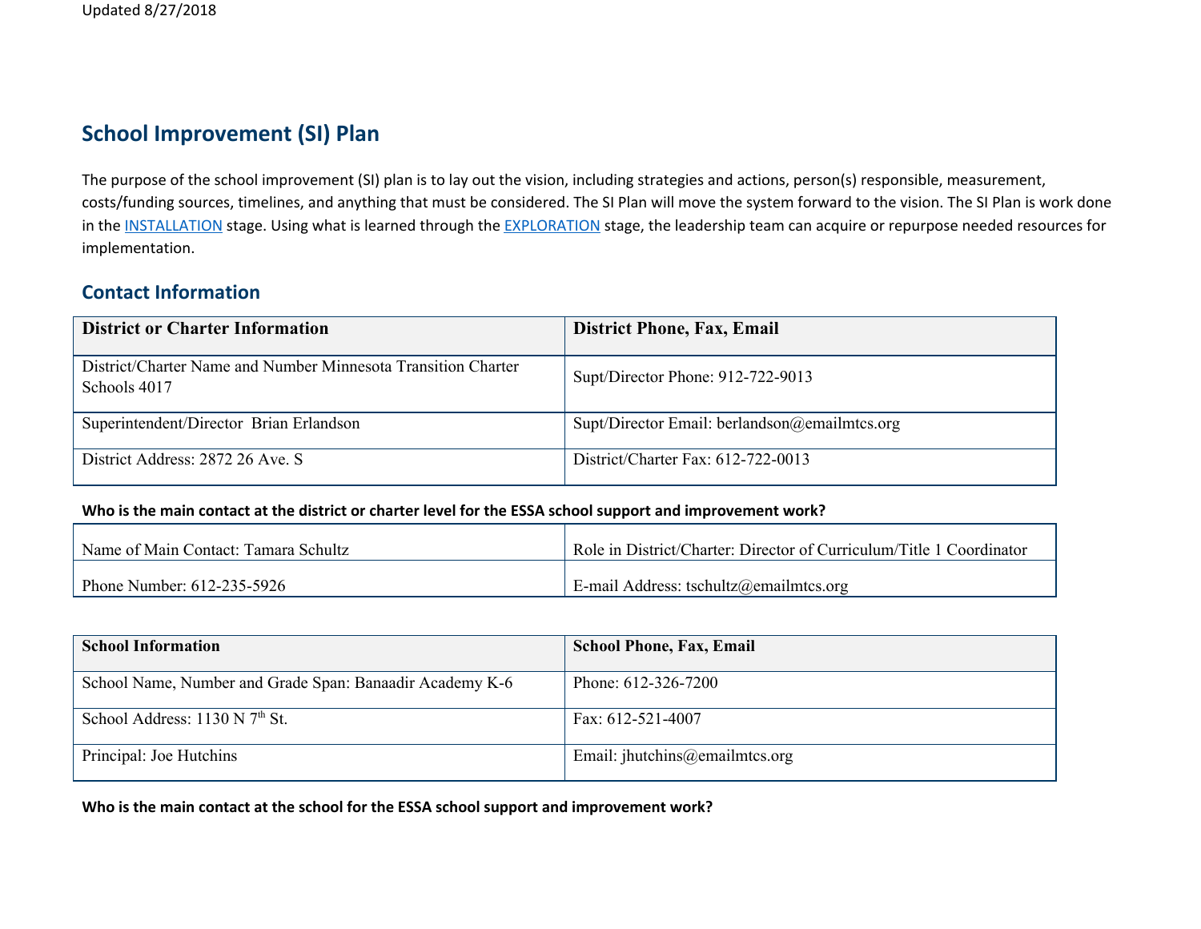## School Improvement (SI) Plan

The purpose of the school improvement (SI) plan is to lay out the vision, including strategies and actions, person(s) responsible, measurement, costs/funding sources, timelines, and anything that must be considered. The SI Plan will move the system forward to the vision. The SI Plan is work done in the [INSTALLATION](INSTALLATION) stage. Using what is learned through the [EXPLORATION](EXPLORATION) stage, the leadership team can acquire or repurpose needed resources for implementation.

### Contact Information

| District or Charter Information | District Phone, Fax, Email |
| --- | --- |
| District/Charter Name and Number Minnesota Transition Charter Schools 4017 | Supt/Director Phone: 912-722-9013 |
| Superintendent/Director Brian Erlandson | Supt/Director Email: berlandson@emailmtcs.org |
| District Address: 2872 26 Ave. S | District/Charter Fax: 612-722-0013 |

**Who is the main contact at the district or charter level for the ESSA school support and improvement work?**

| | |
| --- | --- |
| Name of Main Contact: Tamara Schultz | Role in District/Charter: Director of Curriculum/Title 1 Coordinator |
| Phone Number: 612-235-5926 | E-mail Address: tschultz@emailmtcs.org |

| School Information | School Phone, Fax, Email |
| --- | --- |
| School Name, Number and Grade Span: Banaadir Academy K-6 | Phone: 612-326-7200 |
| School Address: 1130 N 7th St. | Fax: 612-521-4007 |
| Principal: Joe Hutchins | Email: jhutchins@emailmtcs.org |

**Who is the main contact at the school for the ESSA school support and improvement work?**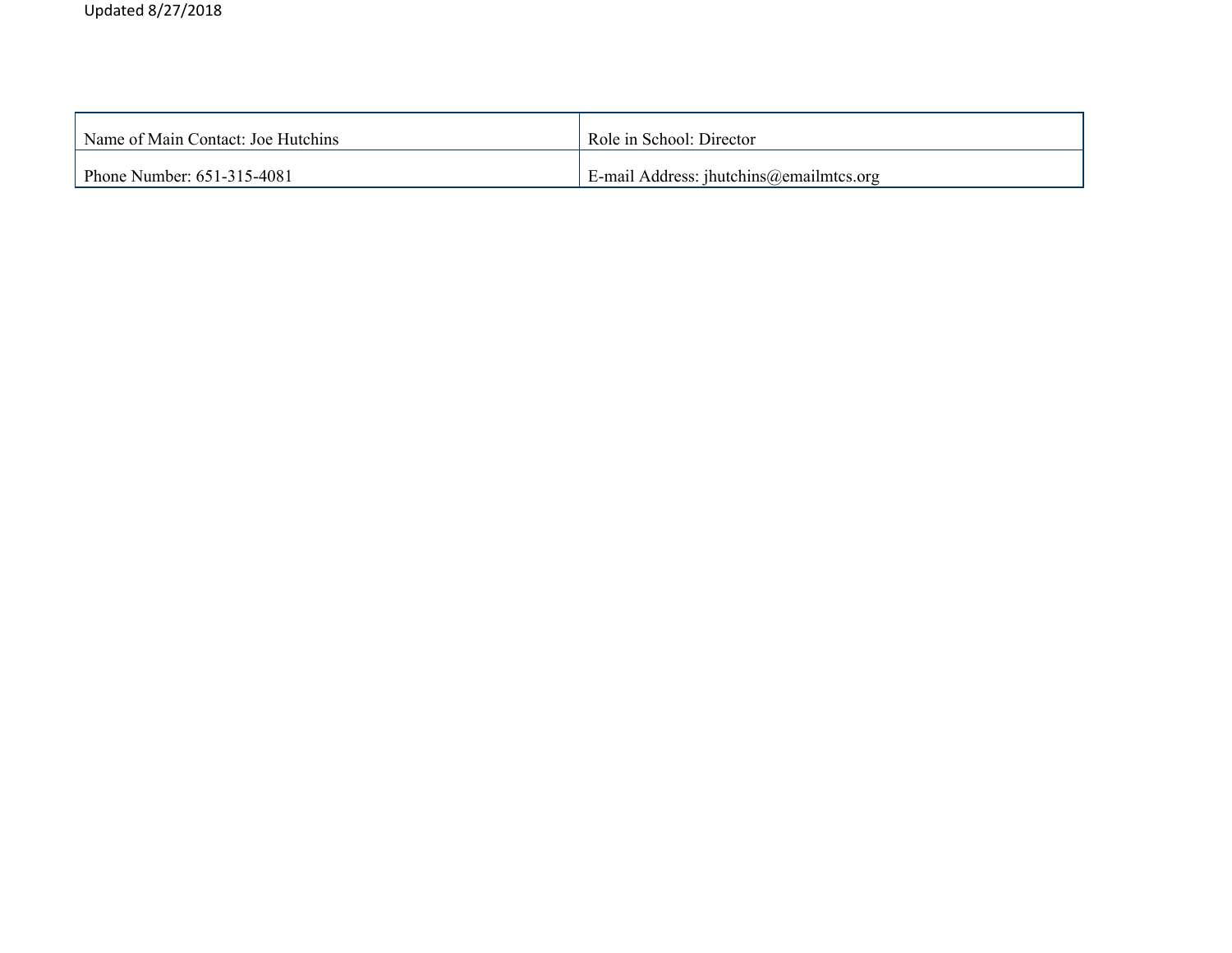| Name of Main Contact: Joe Hutchins | Role in School: Director |
| --- | --- |
| Phone Number: 651-315-4081 | E-mail Address: jhutchins@emailmtcs.org |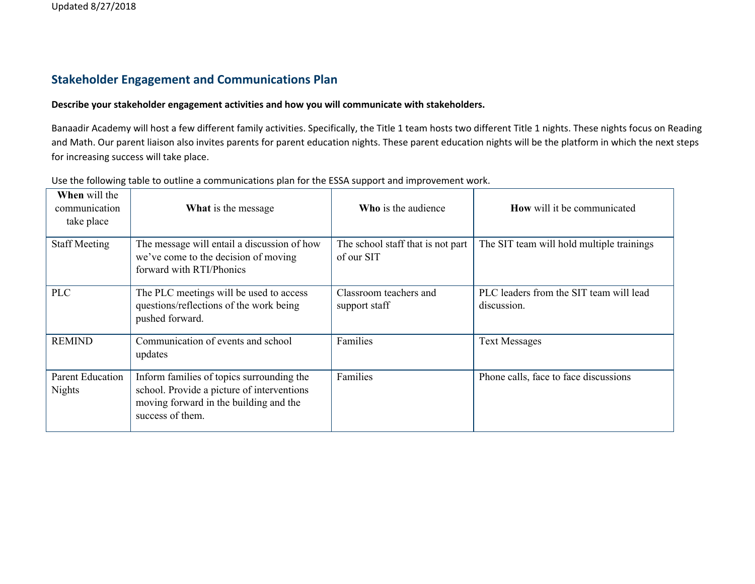## Stakeholder Engagement and Communications Plan

**Describe your stakeholder engagement activities and how you will communicate with stakeholders.**

Banaadir Academy will host a few different family activities. Specifically, the Title 1 team hosts two different Title 1 nights. These nights focus on Reading and Math. Our parent liaison also invites parents for parent education nights. These parent education nights will be the platform in which the next steps for increasing success will take place.

Use the following table to outline a communications plan for the ESSA support and improvement work.

| **When** will the communication take place | **What** is the message | **Who** is the audience | **How** will it be communicated |
|---|---|---|---|
| Staff Meeting | The message will entail a discussion of how we've come to the decision of moving forward with RTI/Phonics | The school staff that is not part of our SIT | The SIT team will hold multiple trainings |
| PLC | The PLC meetings will be used to access questions/reflections of the work being pushed forward. | Classroom teachers and support staff | PLC leaders from the SIT team will lead discussion. |
| REMIND | Communication of events and school updates | Families | Text Messages |
| Parent Education Nights | Inform families of topics surrounding the school. Provide a picture of interventions moving forward in the building and the success of them. | Families | Phone calls, face to face discussions |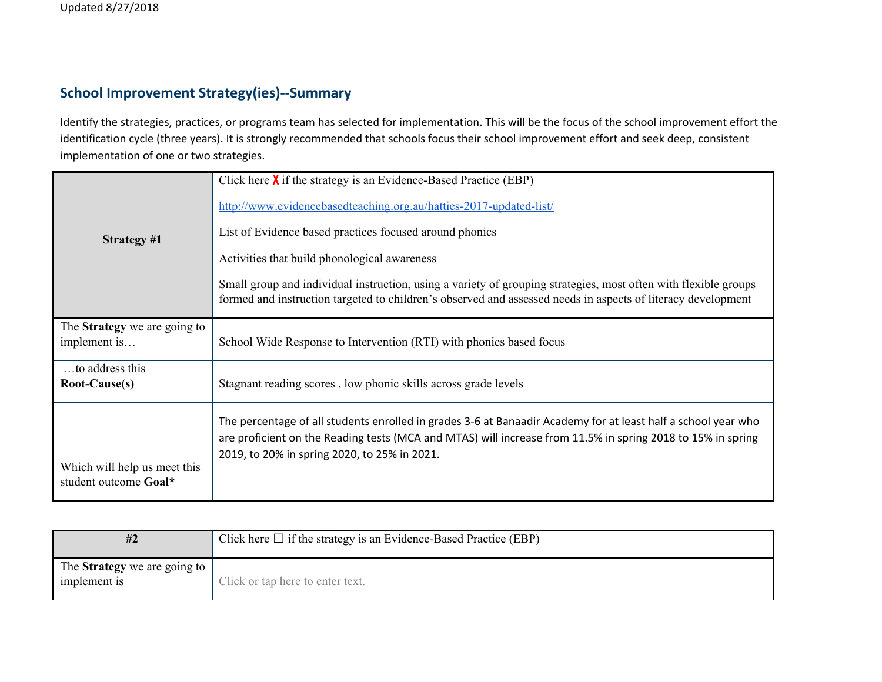## School Improvement Strategy(ies)--Summary

Identify the strategies, practices, or programs team has selected for implementation. This will be the focus of the school improvement effort the identification cycle (three years). It is strongly recommended that schools focus their school improvement effort and seek deep, consistent implementation of one or two strategies.

| **Strategy #1** | Click here X if the strategy is an Evidence-Based Practice (EBP)<br><br>http://www.evidencebasedteaching.org.au/hatties-2017-updated-list/<br><br>List of Evidence based practices focused around phonics<br><br>Activities that build phonological awareness<br><br>Small group and individual instruction, using a variety of grouping strategies, most often with flexible groups formed and instruction targeted to children's observed and assessed needs in aspects of literacy development |
|---|---|
| The **Strategy** we are going to implement is… | School Wide Response to Intervention (RTI) with phonics based focus |
| …to address this **Root-Cause(s)** | Stagnant reading scores , low phonic skills across grade levels |
| Which will help us meet this student outcome **Goal*** | The percentage of all students enrolled in grades 3-6 at Banaadir Academy for at least half a school year who are proficient on the Reading tests (MCA and MTAS) will increase from 11.5% in spring 2018 to 15% in spring 2019, to 20% in spring 2020, to 25% in 2021. |

| **#2** | Click here ☐ if the strategy is an Evidence-Based Practice (EBP) |
|---|---|
| The **Strategy** we are going to implement is | Click or tap here to enter text. |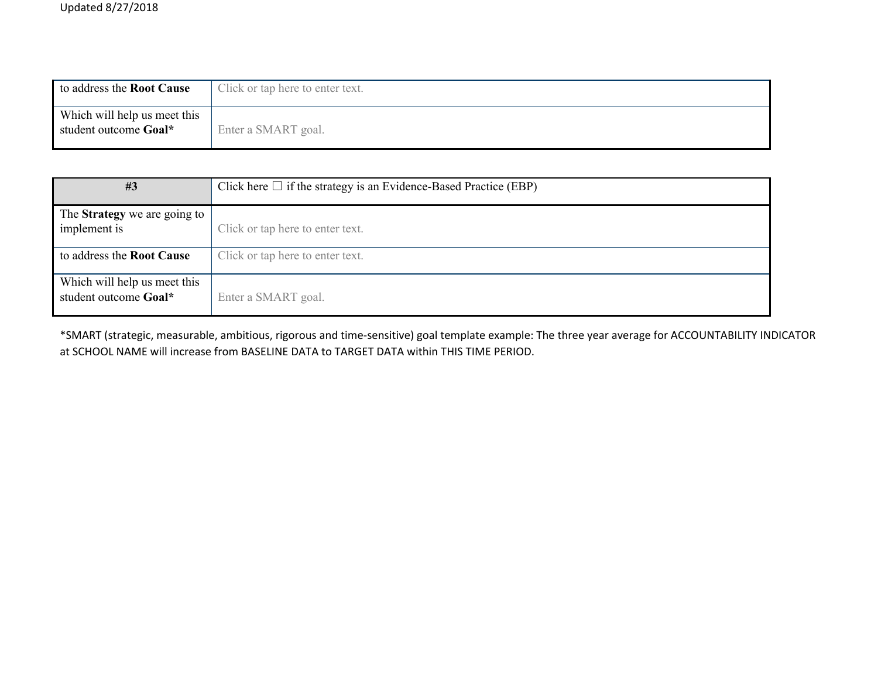| | |
|---|---|
| to address the **Root Cause** | Click or tap here to enter text. |
| Which will help us meet this student outcome **Goal*** | Enter a SMART goal. |

| #3 | Click here ☐ if the strategy is an Evidence-Based Practice (EBP) |
|---|---|
| The **Strategy** we are going to implement is | Click or tap here to enter text. |
| to address the **Root Cause** | Click or tap here to enter text. |
| Which will help us meet this student outcome **Goal*** | Enter a SMART goal. |

*SMART (strategic, measurable, ambitious, rigorous and time-sensitive) goal template example: The three year average for ACCOUNTABILITY INDICATOR at SCHOOL NAME will increase from BASELINE DATA to TARGET DATA within THIS TIME PERIOD.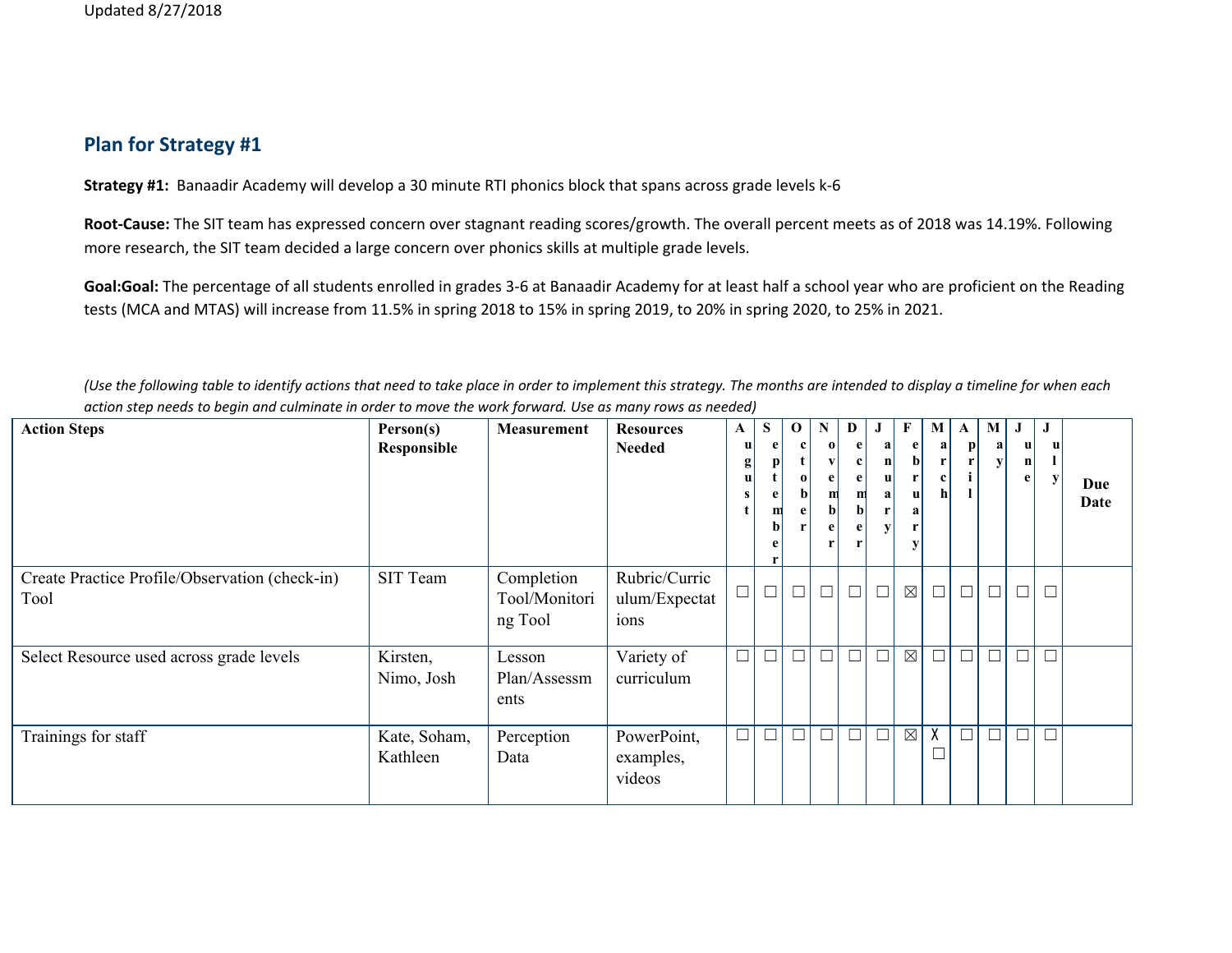## Plan for Strategy #1

**Strategy #1:** Banaadir Academy will develop a 30 minute RTI phonics block that spans across grade levels k-6

**Root-Cause:** The SIT team has expressed concern over stagnant reading scores/growth. The overall percent meets as of 2018 was 14.19%. Following more research, the SIT team decided a large concern over phonics skills at multiple grade levels.

**Goal:Goal:** The percentage of all students enrolled in grades 3-6 at Banaadir Academy for at least half a school year who are proficient on the Reading tests (MCA and MTAS) will increase from 11.5% in spring 2018 to 15% in spring 2019, to 20% in spring 2020, to 25% in 2021.

*(Use the following table to identify actions that need to take place in order to implement this strategy. The months are intended to display a timeline for when each action step needs to begin and culminate in order to move the work forward. Use as many rows as needed)*

| Action Steps | Person(s) Responsible | Measurement | Resources Needed | August | September | October | November | December | January | February | March | April | May | June | July | Due Date |
|---|---|---|---|---|---|---|---|---|---|---|---|---|---|---|---|---|
| Create Practice Profile/Observation (check-in) Tool | SIT Team | Completion Tool/Monitoring Tool | Rubric/Curriculum/Expectations | ☐ | ☐ | ☐ | ☐ | ☐ | ☐ | ☒ | ☐ | ☐ | ☐ | ☐ | ☐ | |
| Select Resource used across grade levels | Kirsten, Nimo, Josh | Lesson Plan/Assessments | Variety of curriculum | ☐ | ☐ | ☐ | ☐ | ☐ | ☐ | ☒ | ☐ | ☐ | ☐ | ☐ | ☐ | |
| Trainings for staff | Kate, Soham, Kathleen | Perception Data | PowerPoint, examples, videos | ☐ | ☐ | ☐ | ☐ | ☐ | ☐ | ☒ | X ☐ | ☐ | ☐ | ☐ | ☐ | |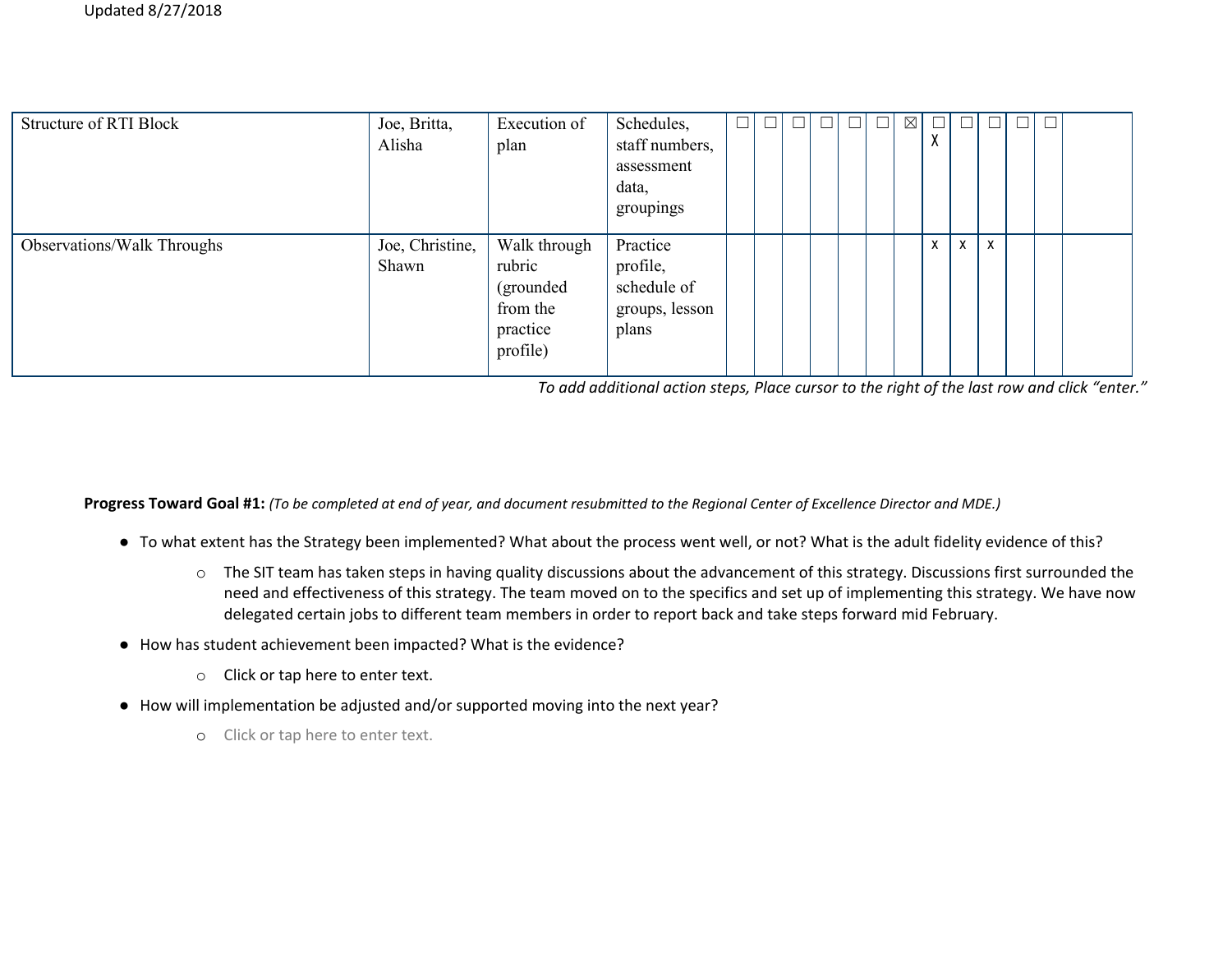| | | | | | | | | | | | | | | | | |
|---|---|---|---|---|---|---|---|---|---|---|---|---|---|---|---|---|
| Structure of RTI Block | Joe, Britta, Alisha | Execution of plan | Schedules, staff numbers, assessment data, groupings | ☐ | ☐ | ☐ | ☐ | ☐ | ☐ | ☒ | ☐ X | ☐ | ☐ | ☐ | ☐ | |
| Observations/Walk Throughs | Joe, Christine, Shawn | Walk through rubric (grounded from the practice profile) | Practice profile, schedule of groups, lesson plans | | | | | | | | X | X | X | | | |

*To add additional action steps, Place cursor to the right of the last row and click "enter."*

**Progress Toward Goal #1:** *(To be completed at end of year, and document resubmitted to the Regional Center of Excellence Director and MDE.)*

- To what extent has the Strategy been implemented? What about the process went well, or not? What is the adult fidelity evidence of this?
  - The SIT team has taken steps in having quality discussions about the advancement of this strategy. Discussions first surrounded the need and effectiveness of this strategy. The team moved on to the specifics and set up of implementing this strategy. We have now delegated certain jobs to different team members in order to report back and take steps forward mid February.
- How has student achievement been impacted? What is the evidence?
  - Click or tap here to enter text.
- How will implementation be adjusted and/or supported moving into the next year?
  - Click or tap here to enter text.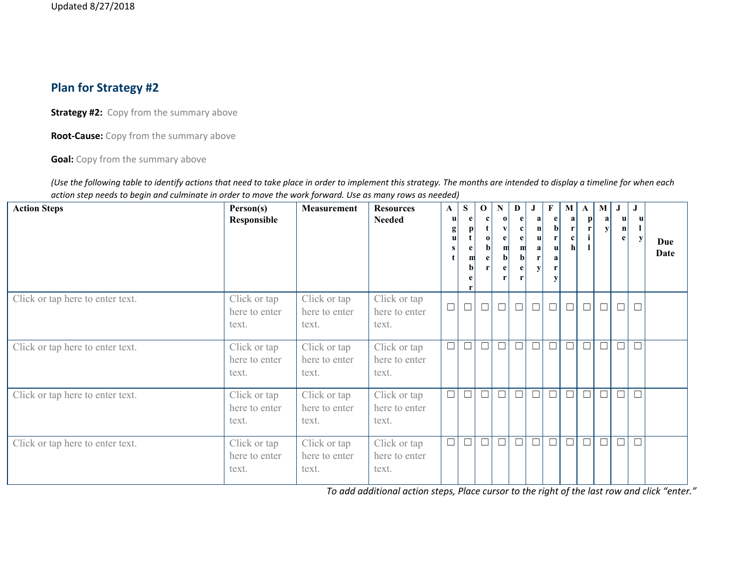## Plan for Strategy #2

**Strategy #2:** Copy from the summary above

**Root-Cause:** Copy from the summary above

**Goal:** Copy from the summary above

*(Use the following table to identify actions that need to take place in order to implement this strategy. The months are intended to display a timeline for when each action step needs to begin and culminate in order to move the work forward. Use as many rows as needed)*

| Action Steps | Person(s) Responsible | Measurement | Resources Needed | August | September | October | November | December | January | February | March | April | May | June | July | Due Date |
|---|---|---|---|---|---|---|---|---|---|---|---|---|---|---|---|---|
| Click or tap here to enter text. | Click or tap here to enter text. | Click or tap here to enter text. | Click or tap here to enter text. | ☐ | ☐ | ☐ | ☐ | ☐ | ☐ | ☐ | ☐ | ☐ | ☐ | ☐ | ☐ | |
| Click or tap here to enter text. | Click or tap here to enter text. | Click or tap here to enter text. | Click or tap here to enter text. | ☐ | ☐ | ☐ | ☐ | ☐ | ☐ | ☐ | ☐ | ☐ | ☐ | ☐ | ☐ | |
| Click or tap here to enter text. | Click or tap here to enter text. | Click or tap here to enter text. | Click or tap here to enter text. | ☐ | ☐ | ☐ | ☐ | ☐ | ☐ | ☐ | ☐ | ☐ | ☐ | ☐ | ☐ | |
| Click or tap here to enter text. | Click or tap here to enter text. | Click or tap here to enter text. | Click or tap here to enter text. | ☐ | ☐ | ☐ | ☐ | ☐ | ☐ | ☐ | ☐ | ☐ | ☐ | ☐ | ☐ | |

*To add additional action steps, Place cursor to the right of the last row and click "enter."*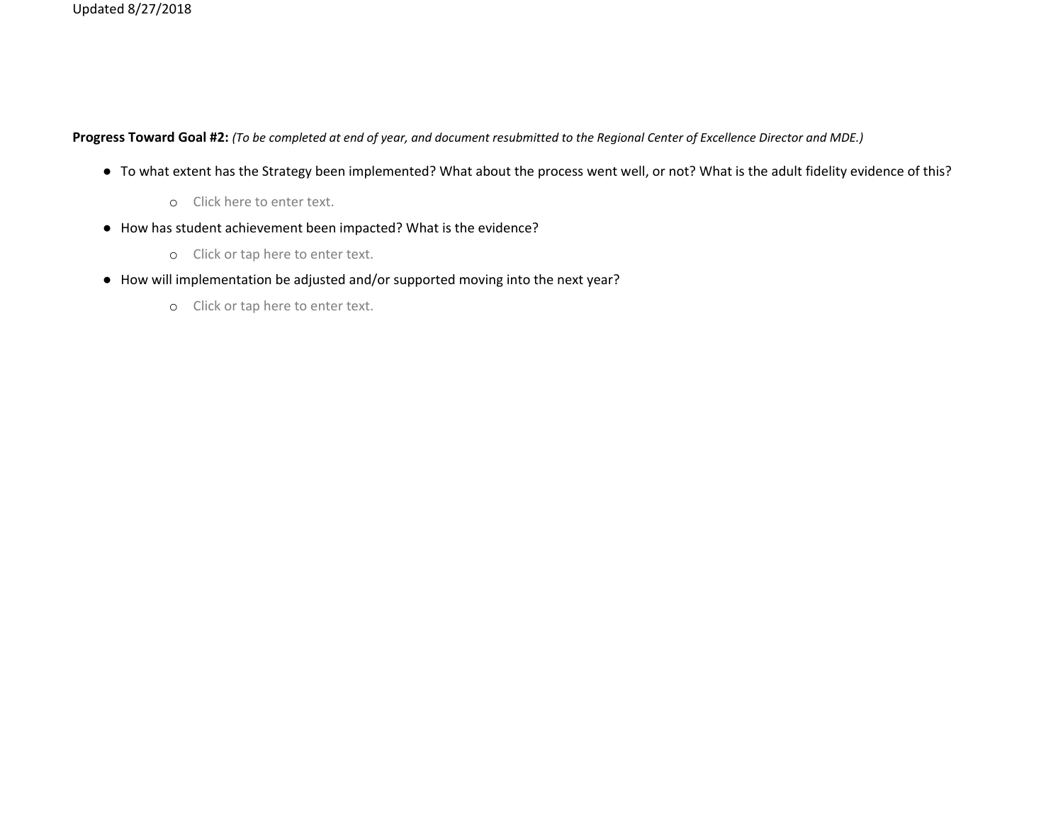**Progress Toward Goal #2:** *(To be completed at end of year, and document resubmitted to the Regional Center of Excellence Director and MDE.)*

- To what extent has the Strategy been implemented? What about the process went well, or not? What is the adult fidelity evidence of this?
    - Click here to enter text.
- How has student achievement been impacted? What is the evidence?
    - Click or tap here to enter text.
- How will implementation be adjusted and/or supported moving into the next year?
    - Click or tap here to enter text.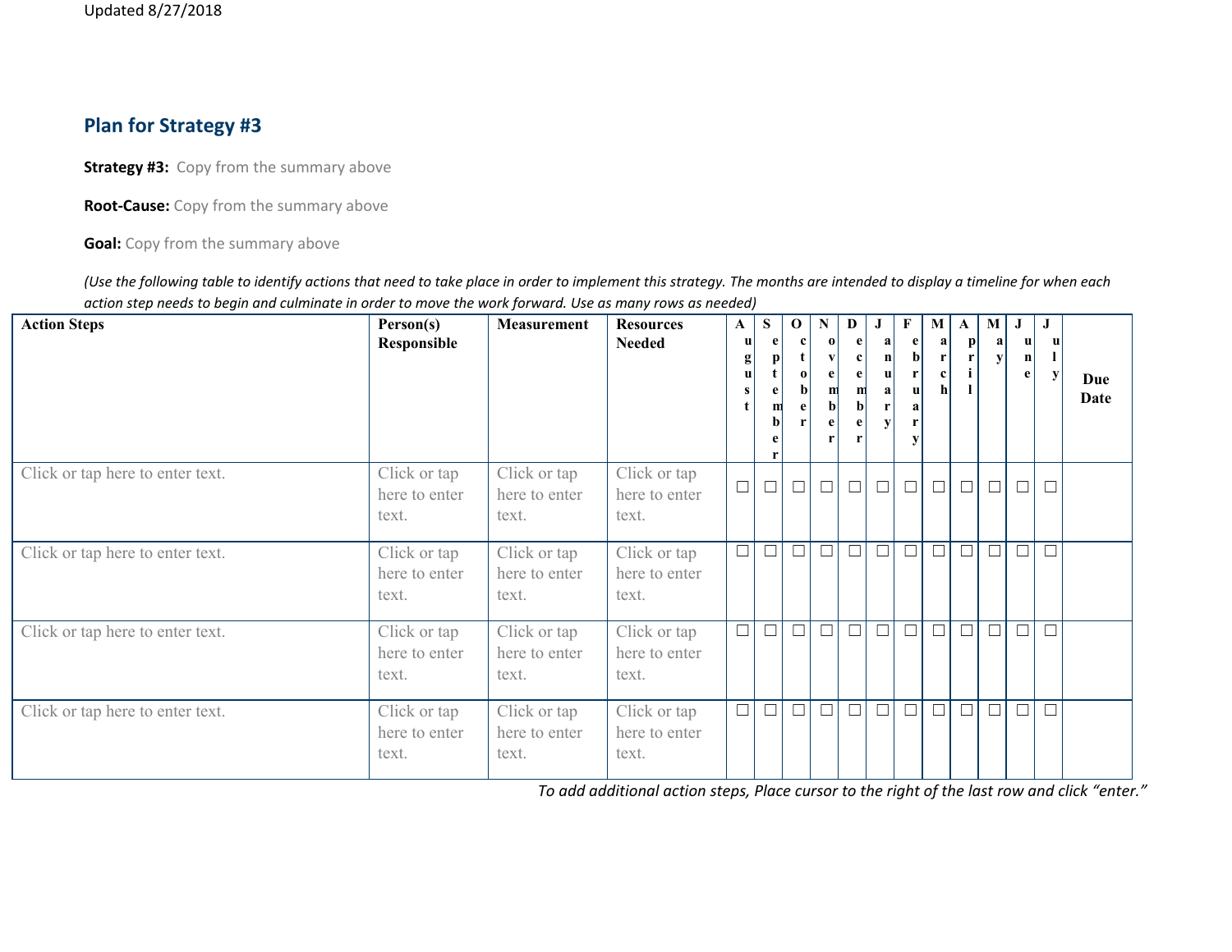## Plan for Strategy #3

**Strategy #3:** Copy from the summary above

**Root-Cause:** Copy from the summary above

**Goal:** Copy from the summary above

*(Use the following table to identify actions that need to take place in order to implement this strategy. The months are intended to display a timeline for when each action step needs to begin and culminate in order to move the work forward. Use as many rows as needed)*

| Action Steps | Person(s) Responsible | Measurement | Resources Needed | August | September | October | November | December | January | February | March | April | May | June | July | Due Date |
|---|---|---|---|---|---|---|---|---|---|---|---|---|---|---|---|---|
| Click or tap here to enter text. | Click or tap here to enter text. | Click or tap here to enter text. | Click or tap here to enter text. | ☐ | ☐ | ☐ | ☐ | ☐ | ☐ | ☐ | ☐ | ☐ | ☐ | ☐ | ☐ | |
| Click or tap here to enter text. | Click or tap here to enter text. | Click or tap here to enter text. | Click or tap here to enter text. | ☐ | ☐ | ☐ | ☐ | ☐ | ☐ | ☐ | ☐ | ☐ | ☐ | ☐ | ☐ | |
| Click or tap here to enter text. | Click or tap here to enter text. | Click or tap here to enter text. | Click or tap here to enter text. | ☐ | ☐ | ☐ | ☐ | ☐ | ☐ | ☐ | ☐ | ☐ | ☐ | ☐ | ☐ | |
| Click or tap here to enter text. | Click or tap here to enter text. | Click or tap here to enter text. | Click or tap here to enter text. | ☐ | ☐ | ☐ | ☐ | ☐ | ☐ | ☐ | ☐ | ☐ | ☐ | ☐ | ☐ | |

*To add additional action steps, Place cursor to the right of the last row and click "enter."*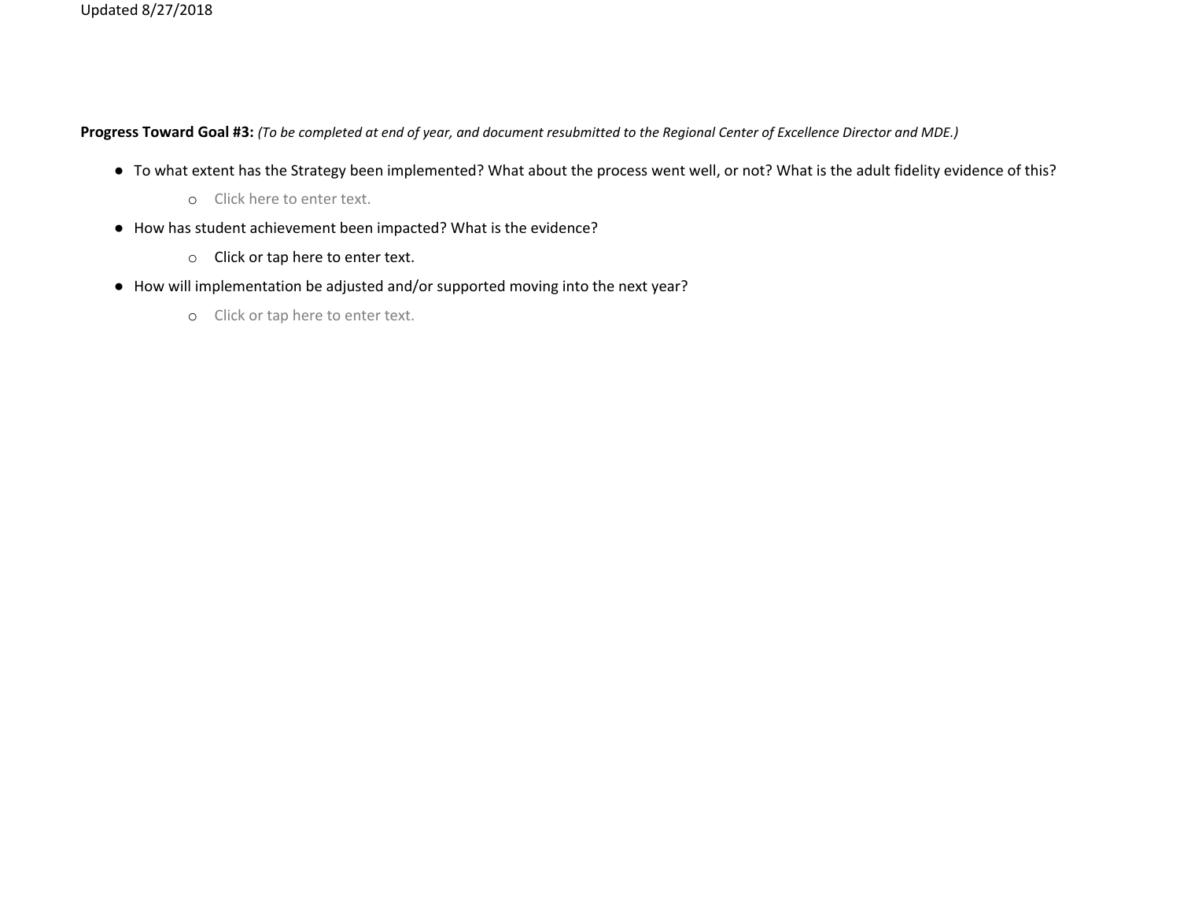**Progress Toward Goal #3:** *(To be completed at end of year, and document resubmitted to the Regional Center of Excellence Director and MDE.)*

- To what extent has the Strategy been implemented? What about the process went well, or not? What is the adult fidelity evidence of this?
  - Click here to enter text.
- How has student achievement been impacted? What is the evidence?
  - Click or tap here to enter text.
- How will implementation be adjusted and/or supported moving into the next year?
  - Click or tap here to enter text.